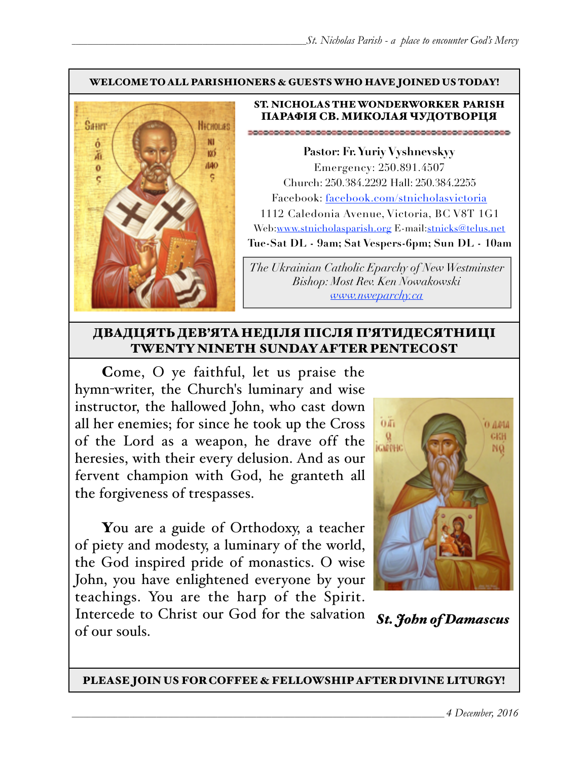**WELCOME TO ALL PARISHIONERS & GUESTS WHO HAVE JOINED US TODAY!**

**ST. NICHOLAS THE WONDERWORKER PARISH**
**ПАРАФІЯ СВ. МИКОЛАЯ ЧУДОТВОРЦЯ**

**Pastor: Fr. Yuriy Vyshnevskyy**
Emergency: 250.891.4507
Church: 250.384.2292 Hall: 250.384.2255
Facebook: facebook.com/stnicholasvictoria
1112 Caledonia Avenue, Victoria, BC V8T 1G1
Web:www.stnicholasparish.org E-mail:stnicks@telus.net
**Tue-Sat DL - 9am; Sat Vespers-6pm; Sun DL - 10am**

*The Ukrainian Catholic Eparchy of New Westminster*
*Bishop: Most Rev. Ken Nowakowski*
*www.nweparchy.ca*

## ДВАДЦЯТЬ ДЕВ'ЯТА НЕДІЛЯ ПІСЛЯ П'ЯТИДЕСЯТНИЦІ
## TWENTY NINETH SUNDAY AFTER PENTECOST

**C**ome, O ye faithful, let us praise the hymn-writer, the Church's luminary and wise instructor, the hallowed John, who cast down all her enemies; for since he took up the Cross of the Lord as a weapon, he drave off the heresies, with their every delusion. And as our fervent champion with God, he granteth all the forgiveness of trespasses.

**Y**ou are a guide of Orthodoxy, a teacher of piety and modesty, a luminary of the world, the God inspired pride of monastics. O wise John, you have enlightened everyone by your teachings. You are the harp of the Spirit. Intercede to Christ our God for the salvation of our souls.

***St. John of Damascus***

**PLEASE JOIN US FOR COFFEE & FELLOWSHIP AFTER DIVINE LITURGY!**

*4 December, 2016*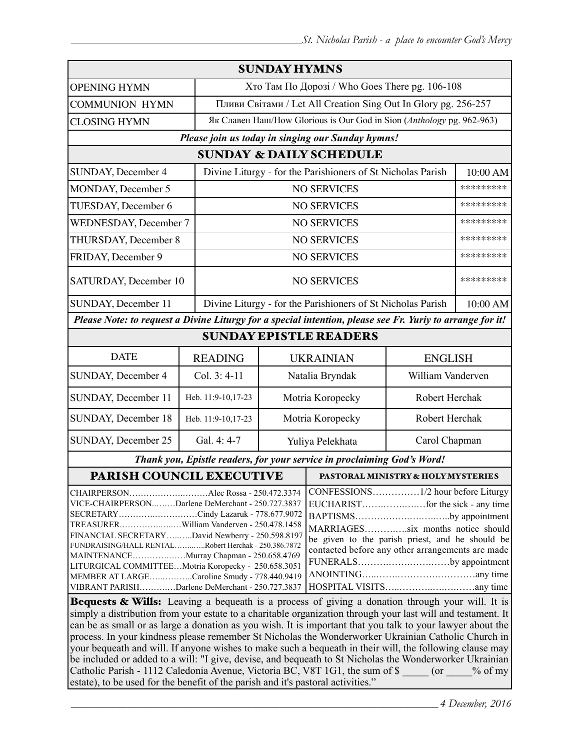## SUNDAY HYMNS

| | |
|---|---|
| OPENING HYMN | Хто Там По Дорозі / Who Goes There pg. 106-108 |
| COMMUNION HYMN | Пливи Світами / Let All Creation Sing Out In Glory pg. 256-257 |
| CLOSING HYMN | Як Славен Наш/How Glorious is Our God in Sion (*Anthology* pg. 962-963) |

***Please join us today in singing our Sunday hymns!***

## SUNDAY & DAILY SCHEDULE

| | | |
|---|---|---|
| SUNDAY, December 4 | Divine Liturgy - for the Parishioners of St Nicholas Parish | 10:00 AM |
| MONDAY, December 5 | NO SERVICES | ********* |
| TUESDAY, December 6 | NO SERVICES | ********* |
| WEDNESDAY, December 7 | NO SERVICES | ********* |
| THURSDAY, December 8 | NO SERVICES | ********* |
| FRIDAY, December 9 | NO SERVICES | ********* |
| SATURDAY, December 10 | NO SERVICES | ********* |
| SUNDAY, December 11 | Divine Liturgy - for the Parishioners of St Nicholas Parish | 10:00 AM |

***Please Note: to request a Divine Liturgy for a special intention, please see Fr. Yuriy to arrange for it!***

## SUNDAY EPISTLE READERS

| DATE | READING | UKRAINIAN | ENGLISH |
|---|---|---|---|
| SUNDAY, December 4 | Col. 3: 4-11 | Natalia Bryndak | William Vanderven |
| SUNDAY, December 11 | Heb. 11:9-10,17-23 | Motria Koropecky | Robert Herchak |
| SUNDAY, December 18 | Heb. 11:9-10,17-23 | Motria Koropecky | Robert Herchak |
| SUNDAY, December 25 | Gal. 4: 4-7 | Yuliya Pelekhata | Carol Chapman |

***Thank you, Epistle readers, for your service in proclaiming God's Word!***

## PARISH COUNCIL EXECUTIVE

CHAIRPERSON……………….………Alec Rossa - 250.472.3374
VICE-CHAIRPERSON...……Darlene DeMerchant - 250.727.3837
SECRETARY………….……………Cindy Lazaruk - 778.677.9072
TREASURER.…………...…..…William Vanderven - 250.478.1458
FINANCIAL SECRETARY…...…..David Newberry - 250.598.8197
FUNDRAISING/HALL RENTAL……..…..Robert Herchak - 250.386.7872
MAINTENANCE……………..…Murray Chapman - 250.658.4769
LITURGICAL COMMITTEE…Motria Koropecky - 250.658.3051
MEMBER AT LARGE…..……….Caroline Smudy - 778.440.9419
VIBRANT PARISH………..…Darlene DeMerchant - 250.727.3837

## PASTORAL MINISTRY & HOLY MYSTERIES

CONFESSIONS……………1/2 hour before Liturgy
EUCHARIST…….…….….…for the sick - any time
BAPTISMS……….….….……..…..by appointment
MARRIAGES………..….six months notice should be given to the parish priest, and he should be contacted before any other arrangements are made
FUNERALS……….……….….……by appointment
ANOINTING…..……..……….………any time
HOSPITAL VISITS…...………..….….……any time

**Bequests & Wills:** Leaving a bequeath is a process of giving a donation through your will. It is simply a distribution from your estate to a charitable organization through your last will and testament. It can be as small or as large a donation as you wish. It is important that you talk to your lawyer about the process. In your kindness please remember St Nicholas the Wonderworker Ukrainian Catholic Church in your bequeath and will. If anyone wishes to make such a bequeath in their will, the following clause may be included or added to a will: "I give, devise, and bequeath to St Nicholas the Wonderworker Ukrainian Catholic Parish - 1112 Caledonia Avenue, Victoria BC, V8T 1G1, the sum of $ _____ (or _____% of my estate), to be used for the benefit of the parish and it's pastoral activities."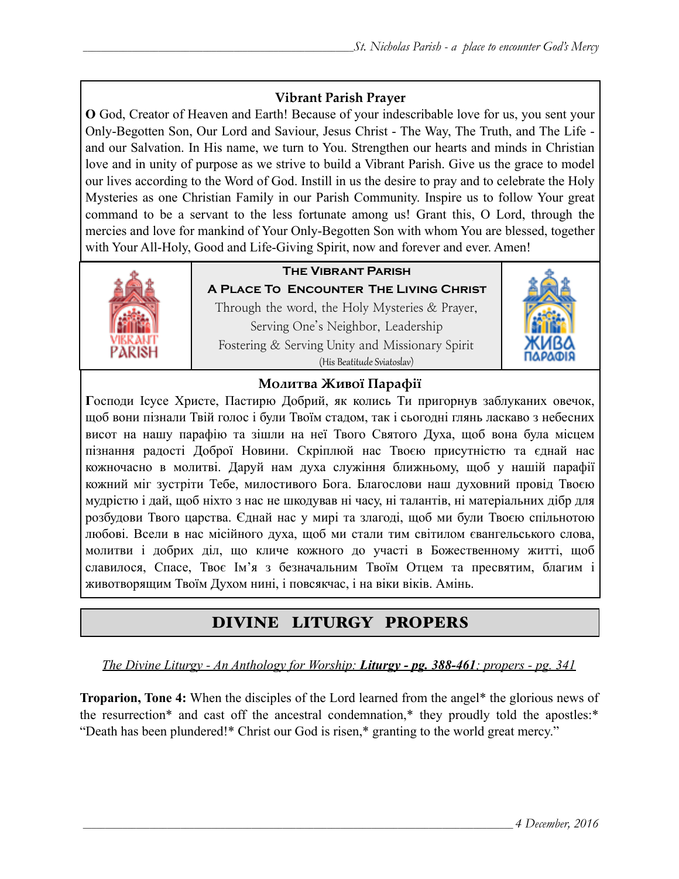### Vibrant Parish Prayer

**O** God, Creator of Heaven and Earth! Because of your indescribable love for us, you sent your Only-Begotten Son, Our Lord and Saviour, Jesus Christ - The Way, The Truth, and The Life - and our Salvation. In His name, we turn to You. Strengthen our hearts and minds in Christian love and in unity of purpose as we strive to build a Vibrant Parish. Give us the grace to model our lives according to the Word of God. Instill in us the desire to pray and to celebrate the Holy Mysteries as one Christian Family in our Parish Community. Inspire us to follow Your great command to be a servant to the less fortunate among us! Grant this, O Lord, through the mercies and love for mankind of Your Only-Begotten Son with whom You are blessed, together with Your All-Holy, Good and Life-Giving Spirit, now and forever and ever. Amen!

**The Vibrant Parish**

**A Place To Encounter The Living Christ**

Through the word, the Holy Mysteries & Prayer,
Serving One's Neighbor, Leadership
Fostering & Serving Unity and Missionary Spirit
(His Beatitude Sviatoslav)

### Молитва Живої Парафії

**Г**осподи Ісусе Христе, Пастирю Добрий, як колись Ти пригорнув заблуканих овечок, щоб вони пізнали Твій голос і були Твоїм стадом, так і сьогодні глянь ласкаво з небесних висот на нашу парафію та зішли на неї Твого Святого Духа, щоб вона була місцем пізнання радості Доброї Новини. Скріплюй нас Твоєю присутністю та єднай нас кожночасно в молитві. Даруй нам духа служіння ближньому, щоб у нашій парафії кожний міг зустріти Тебе, милостивого Бога. Благослови наш духовний провід Твоєю мудрістю і дай, щоб ніхто з нас не шкодував ні часу, ні талантів, ні матеріальних дібр для розбудови Твого царства. Єднай нас у мирі та злагоді, щоб ми були Твоєю спільнотою любові. Всели в нас місійного духа, щоб ми стали тим світилом євангельського слова, молитви і добрих діл, що кличе кожного до участі в Божественному житті, щоб славилося, Спасе, Твоє Ім'я з безначальним Твоїм Отцем та пресвятим, благим і животворящим Твоїм Духом нині, і повсякчас, і на віки віків. Амінь.

## DIVINE LITURGY PROPERS

*The Divine Liturgy - An Anthology for Worship:* ***Liturgy - pg. 388-461****; propers - pg. 341*

**Troparion, Tone 4:** When the disciples of the Lord learned from the angel* the glorious news of the resurrection* and cast off the ancestral condemnation,* they proudly told the apostles:* "Death has been plundered!* Christ our God is risen,* granting to the world great mercy."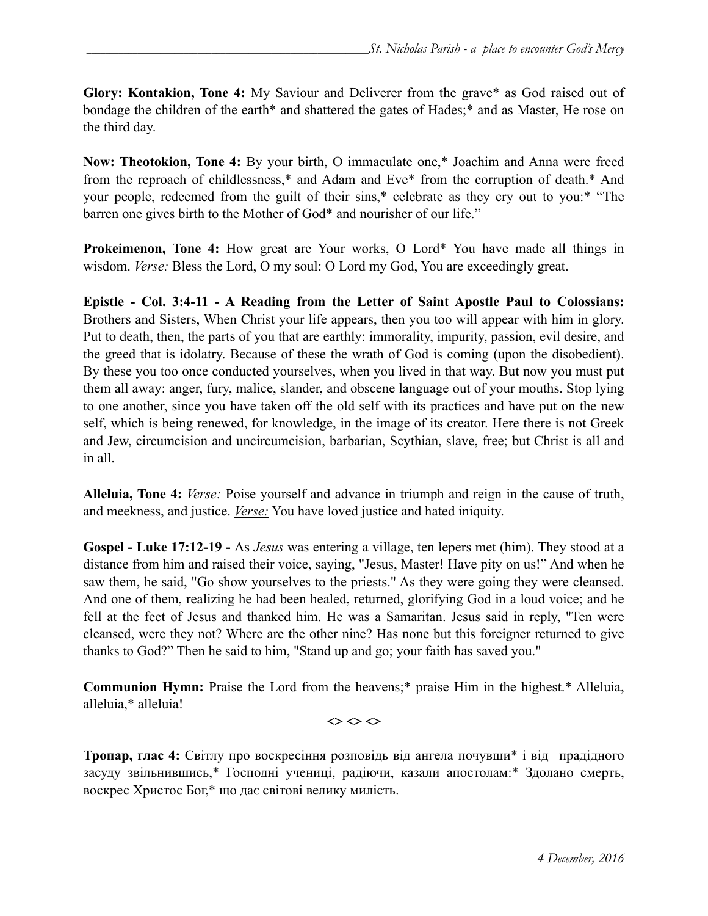**Glory: Kontakion, Tone 4:** My Saviour and Deliverer from the grave* as God raised out of bondage the children of the earth* and shattered the gates of Hades;* and as Master, He rose on the third day.

**Now: Theotokion, Tone 4:** By your birth, O immaculate one,* Joachim and Anna were freed from the reproach of childlessness,* and Adam and Eve* from the corruption of death.* And your people, redeemed from the guilt of their sins,* celebrate as they cry out to you:* "The barren one gives birth to the Mother of God* and nourisher of our life."

**Prokeimenon, Tone 4:** How great are Your works, O Lord* You have made all things in wisdom. *Verse:* Bless the Lord, O my soul: O Lord my God, You are exceedingly great.

**Epistle - Col. 3:4-11 - A Reading from the Letter of Saint Apostle Paul to Colossians:** Brothers and Sisters, When Christ your life appears, then you too will appear with him in glory. Put to death, then, the parts of you that are earthly: immorality, impurity, passion, evil desire, and the greed that is idolatry. Because of these the wrath of God is coming (upon the disobedient). By these you too once conducted yourselves, when you lived in that way. But now you must put them all away: anger, fury, malice, slander, and obscene language out of your mouths. Stop lying to one another, since you have taken off the old self with its practices and have put on the new self, which is being renewed, for knowledge, in the image of its creator. Here there is not Greek and Jew, circumcision and uncircumcision, barbarian, Scythian, slave, free; but Christ is all and in all.

**Alleluia, Tone 4:** *Verse:* Poise yourself and advance in triumph and reign in the cause of truth, and meekness, and justice. *Verse:* You have loved justice and hated iniquity.

**Gospel - Luke 17:12-19 -** As *Jesus* was entering a village, ten lepers met (him). They stood at a distance from him and raised their voice, saying, "Jesus, Master! Have pity on us!" And when he saw them, he said, "Go show yourselves to the priests." As they were going they were cleansed. And one of them, realizing he had been healed, returned, glorifying God in a loud voice; and he fell at the feet of Jesus and thanked him. He was a Samaritan. Jesus said in reply, "Ten were cleansed, were they not? Where are the other nine? Has none but this foreigner returned to give thanks to God?" Then he said to him, "Stand up and go; your faith has saved you."

**Communion Hymn:** Praise the Lord from the heavens;* praise Him in the highest.* Alleluia, alleluia,* alleluia!

<> <> <>

**Тропар, глас 4:** Світлу про воскресіння розповідь від ангела почувши* і від прадідного засуду звільнившись,* Господні учениці, радіючи, казали апостолам:* Здолано смерть, воскрес Христос Бог,* що дає світові велику милість.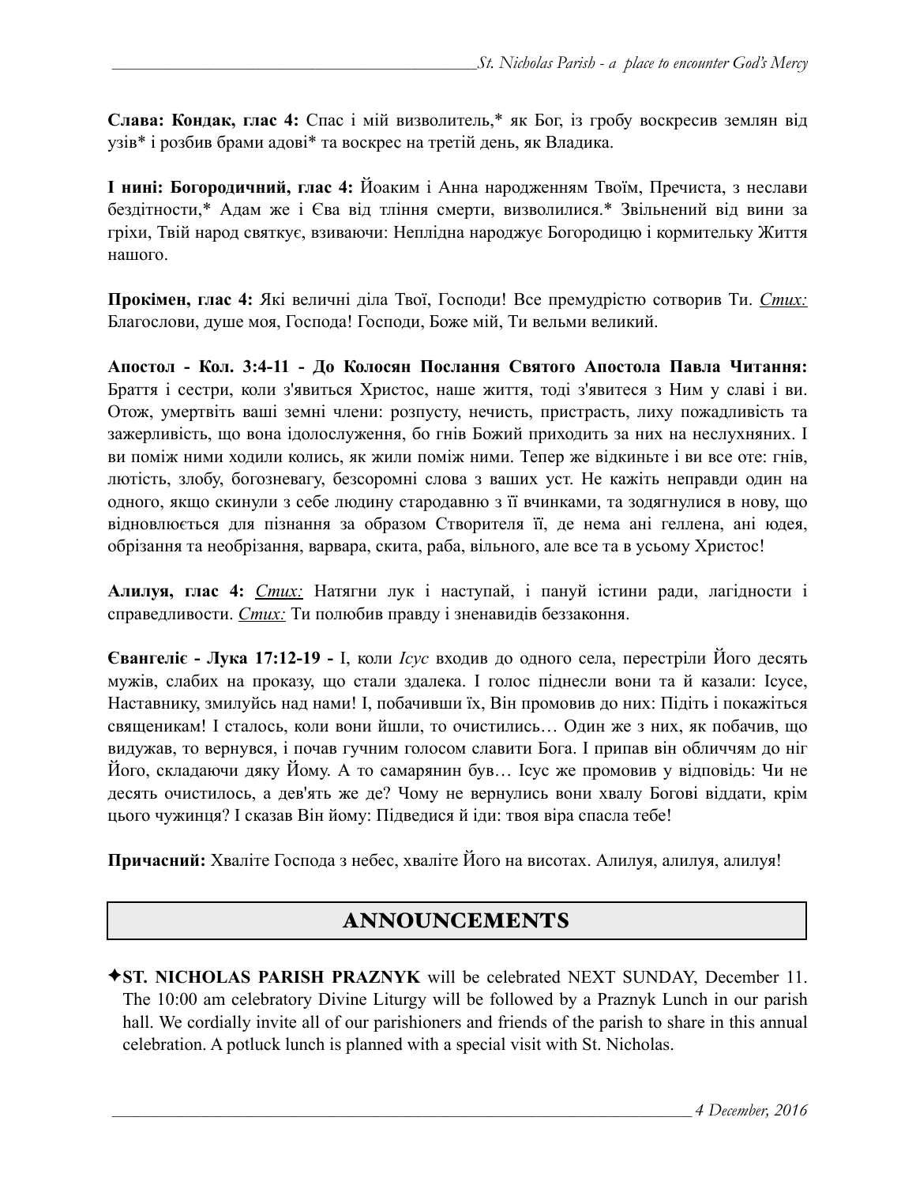**Слава: Кондак, глас 4:** Спас і мій визволитель,* як Бог, із гробу воскресив землян від узів* і розбив брами адові* та воскрес на третій день, як Владика.

**І нині: Богородичний, глас 4:** Йоаким і Анна народженням Твоїм, Пречиста, з неслави бездітности,* Адам же і Єва від тління смерти, визволилися.* Звільнений від вини за гріхи, Твій народ святкує, взиваючи: Неплідна народжує Богородицю і кормительку Життя нашого.

**Прокімен, глас 4:** Які величні діла Твої, Господи! Все премудрістю сотворив Ти. *Стих:* Благослови, душе моя, Господа! Господи, Боже мій, Ти вельми великий.

**Апостол - Кол. 3:4-11 - До Колосян Послання Святого Апостола Павла Читання:** Браття і сестри, коли з'явиться Христос, наше життя, тоді з'явитеся з Ним у славі і ви. Отож, умертвіть ваші земні члени: розпусту, нечисть, пристрасть, лиху пожадливість та зажерливість, що вона ідолослуження, бо гнів Божий приходить за них на неслухняних. І ви поміж ними ходили колись, як жили поміж ними. Тепер же відкиньте і ви все оте: гнів, лютість, злобу, богозневагу, безсоромні слова з ваших уст. Не кажіть неправди один на одного, якщо скинули з себе людину стародавню з її вчинками, та зодягнулися в нову, що відновлюється для пізнання за образом Створителя її, де нема ані геллена, ані юдея, обрізання та необрізання, варвара, скита, раба, вільного, але все та в усьому Христос!

**Алилуя, глас 4:** *Стих:* Натягни лук і наступай, і пануй істини ради, лагідности і справедливости. *Стих:* Ти полюбив правду і зненавидів беззаконня.

**Євангеліє - Лука 17:12-19 -** І, коли *Ісус* входив до одного села, перестріли Його десять мужів, слабих на проказу, що стали здалека. І голос піднесли вони та й казали: Ісусе, Наставнику, змилуйсь над нами! І, побачивши їх, Він промовив до них: Підіть і покажіться священикам! І сталось, коли вони йшли, то очистились… Один же з них, як побачив, що видужав, то вернувся, і почав гучним голосом славити Бога. І припав він обличчям до ніг Його, складаючи дяку Йому. А то самарянин був… Ісус же промовив у відповідь: Чи не десять очистилось, а дев'ять же де? Чому не вернулись вони хвалу Богові віддати, крім цього чужинця? І сказав Він йому: Підведися й іди: твоя віра спасла тебе!

**Причасний:** Хваліте Господа з небес, хваліте Його на висотах. Алилуя, алилуя, алилуя!

## ANNOUNCEMENTS

✦**ST. NICHOLAS PARISH PRAZNYK** will be celebrated NEXT SUNDAY, December 11. The 10:00 am celebratory Divine Liturgy will be followed by a Praznyk Lunch in our parish hall. We cordially invite all of our parishioners and friends of the parish to share in this annual celebration. A potluck lunch is planned with a special visit with St. Nicholas.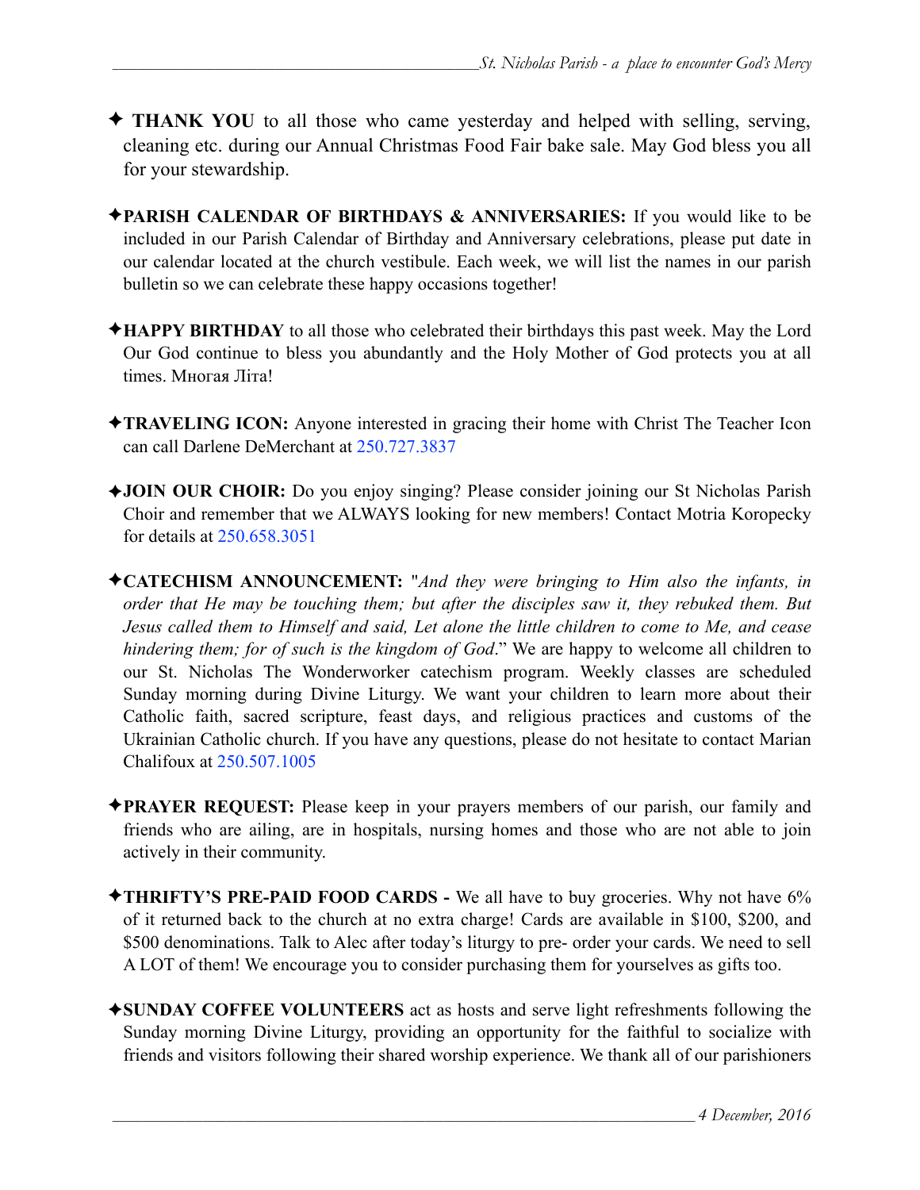✦ **THANK YOU** to all those who came yesterday and helped with selling, serving, cleaning etc. during our Annual Christmas Food Fair bake sale. May God bless you all for your stewardship.

✦**PARISH CALENDAR OF BIRTHDAYS & ANNIVERSARIES:** If you would like to be included in our Parish Calendar of Birthday and Anniversary celebrations, please put date in our calendar located at the church vestibule. Each week, we will list the names in our parish bulletin so we can celebrate these happy occasions together!

✦**HAPPY BIRTHDAY** to all those who celebrated their birthdays this past week. May the Lord Our God continue to bless you abundantly and the Holy Mother of God protects you at all times. Многая Літа!

✦**TRAVELING ICON:** Anyone interested in gracing their home with Christ The Teacher Icon can call Darlene DeMerchant at 250.727.3837

✦**JOIN OUR CHOIR:** Do you enjoy singing? Please consider joining our St Nicholas Parish Choir and remember that we ALWAYS looking for new members! Contact Motria Koropecky for details at 250.658.3051

✦**CATECHISM ANNOUNCEMENT:** "*And they were bringing to Him also the infants, in order that He may be touching them; but after the disciples saw it, they rebuked them. But Jesus called them to Himself and said, Let alone the little children to come to Me, and cease hindering them; for of such is the kingdom of God*." We are happy to welcome all children to our St. Nicholas The Wonderworker catechism program. Weekly classes are scheduled Sunday morning during Divine Liturgy. We want your children to learn more about their Catholic faith, sacred scripture, feast days, and religious practices and customs of the Ukrainian Catholic church. If you have any questions, please do not hesitate to contact Marian Chalifoux at 250.507.1005

✦**PRAYER REQUEST:** Please keep in your prayers members of our parish, our family and friends who are ailing, are in hospitals, nursing homes and those who are not able to join actively in their community.

✦**THRIFTY'S PRE-PAID FOOD CARDS -** We all have to buy groceries. Why not have 6% of it returned back to the church at no extra charge! Cards are available in $100, $200, and $500 denominations. Talk to Alec after today's liturgy to pre- order your cards. We need to sell A LOT of them! We encourage you to consider purchasing them for yourselves as gifts too.

✦**SUNDAY COFFEE VOLUNTEERS** act as hosts and serve light refreshments following the Sunday morning Divine Liturgy, providing an opportunity for the faithful to socialize with friends and visitors following their shared worship experience. We thank all of our parishioners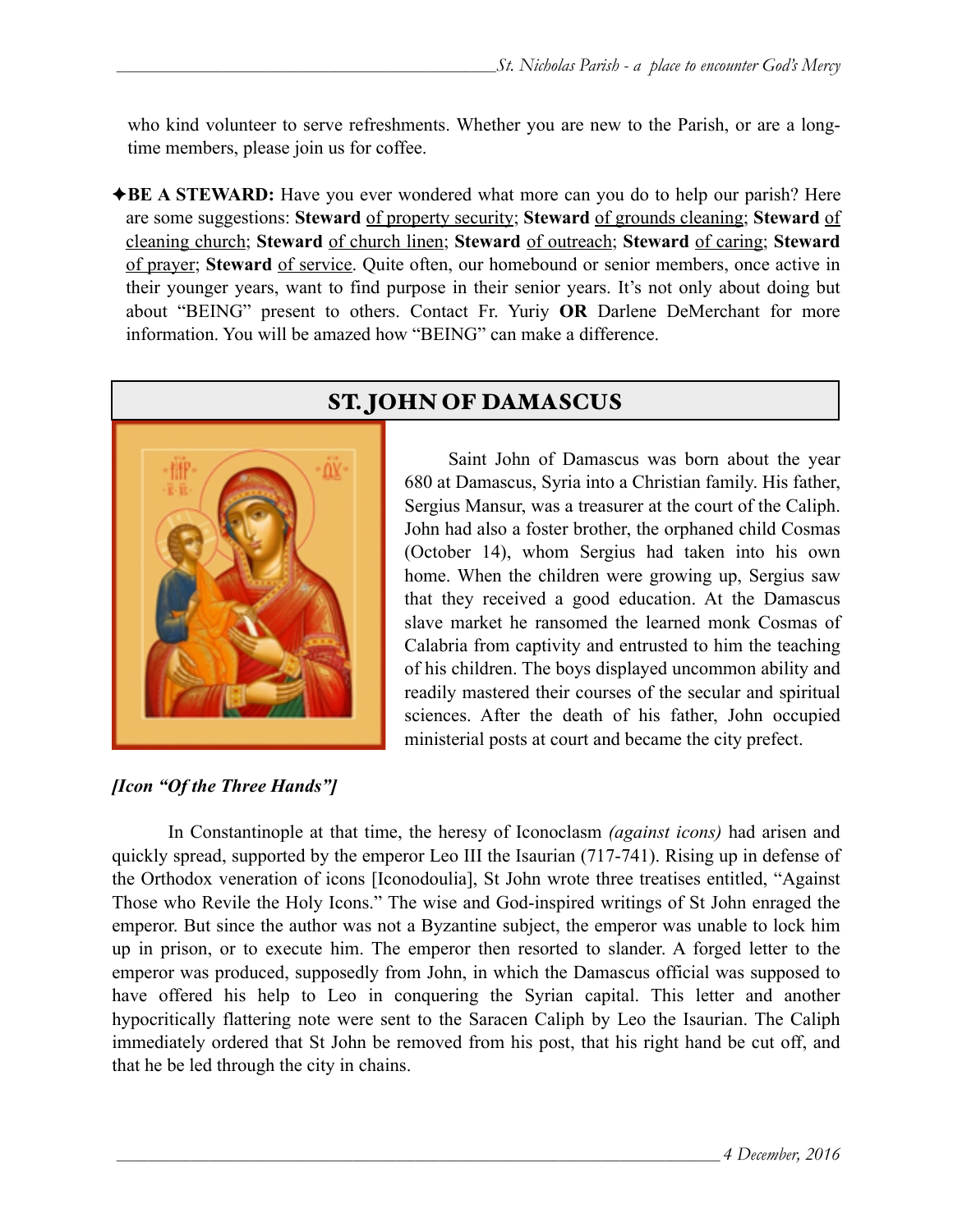who kind volunteer to serve refreshments. Whether you are new to the Parish, or are a long-time members, please join us for coffee.

✦**BE A STEWARD:** Have you ever wondered what more can you do to help our parish? Here are some suggestions: **Steward** of property security; **Steward** of grounds cleaning; **Steward** of cleaning church; **Steward** of church linen; **Steward** of outreach; **Steward** of caring; **Steward** of prayer; **Steward** of service. Quite often, our homebound or senior members, once active in their younger years, want to find purpose in their senior years. It's not only about doing but about "BEING" present to others. Contact Fr. Yuriy **OR** Darlene DeMerchant for more information. You will be amazed how "BEING" can make a difference.

## ST. JOHN OF DAMASCUS

Saint John of Damascus was born about the year 680 at Damascus, Syria into a Christian family. His father, Sergius Mansur, was a treasurer at the court of the Caliph. John had also a foster brother, the orphaned child Cosmas (October 14), whom Sergius had taken into his own home. When the children were growing up, Sergius saw that they received a good education. At the Damascus slave market he ransomed the learned monk Cosmas of Calabria from captivity and entrusted to him the teaching of his children. The boys displayed uncommon ability and readily mastered their courses of the secular and spiritual sciences. After the death of his father, John occupied ministerial posts at court and became the city prefect.

***[Icon "Of the Three Hands"]***

In Constantinople at that time, the heresy of Iconoclasm *(against icons)* had arisen and quickly spread, supported by the emperor Leo III the Isaurian (717-741). Rising up in defense of the Orthodox veneration of icons [Iconodoulia], St John wrote three treatises entitled, "Against Those who Revile the Holy Icons." The wise and God-inspired writings of St John enraged the emperor. But since the author was not a Byzantine subject, the emperor was unable to lock him up in prison, or to execute him. The emperor then resorted to slander. A forged letter to the emperor was produced, supposedly from John, in which the Damascus official was supposed to have offered his help to Leo in conquering the Syrian capital. This letter and another hypocritically flattering note were sent to the Saracen Caliph by Leo the Isaurian. The Caliph immediately ordered that St John be removed from his post, that his right hand be cut off, and that he be led through the city in chains.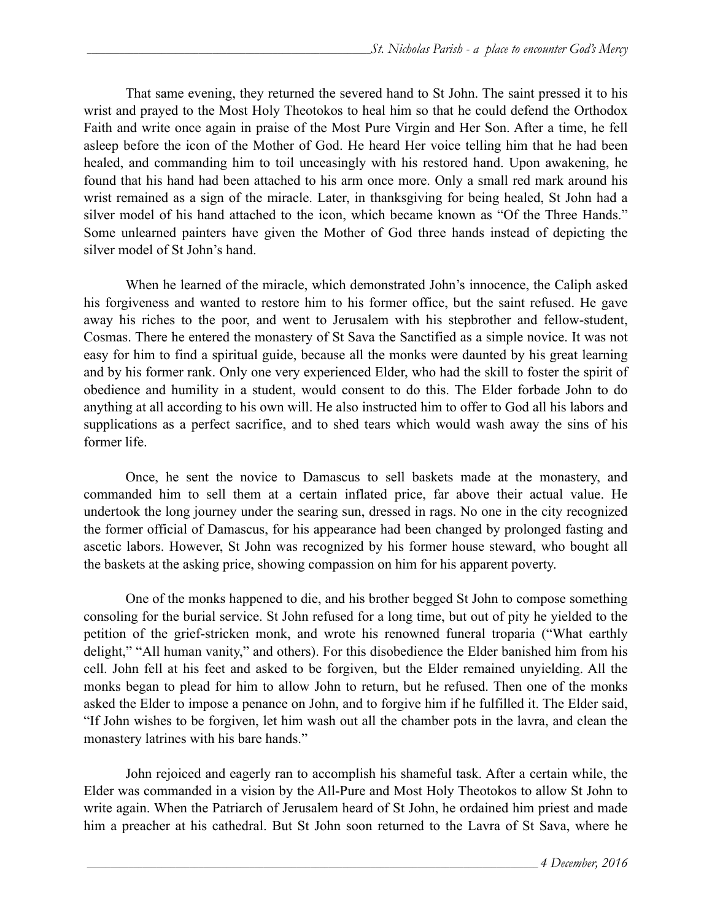That same evening, they returned the severed hand to St John. The saint pressed it to his wrist and prayed to the Most Holy Theotokos to heal him so that he could defend the Orthodox Faith and write once again in praise of the Most Pure Virgin and Her Son. After a time, he fell asleep before the icon of the Mother of God. He heard Her voice telling him that he had been healed, and commanding him to toil unceasingly with his restored hand. Upon awakening, he found that his hand had been attached to his arm once more. Only a small red mark around his wrist remained as a sign of the miracle. Later, in thanksgiving for being healed, St John had a silver model of his hand attached to the icon, which became known as "Of the Three Hands." Some unlearned painters have given the Mother of God three hands instead of depicting the silver model of St John's hand.

When he learned of the miracle, which demonstrated John's innocence, the Caliph asked his forgiveness and wanted to restore him to his former office, but the saint refused. He gave away his riches to the poor, and went to Jerusalem with his stepbrother and fellow-student, Cosmas. There he entered the monastery of St Sava the Sanctified as a simple novice. It was not easy for him to find a spiritual guide, because all the monks were daunted by his great learning and by his former rank. Only one very experienced Elder, who had the skill to foster the spirit of obedience and humility in a student, would consent to do this. The Elder forbade John to do anything at all according to his own will. He also instructed him to offer to God all his labors and supplications as a perfect sacrifice, and to shed tears which would wash away the sins of his former life.

Once, he sent the novice to Damascus to sell baskets made at the monastery, and commanded him to sell them at a certain inflated price, far above their actual value. He undertook the long journey under the searing sun, dressed in rags. No one in the city recognized the former official of Damascus, for his appearance had been changed by prolonged fasting and ascetic labors. However, St John was recognized by his former house steward, who bought all the baskets at the asking price, showing compassion on him for his apparent poverty.

One of the monks happened to die, and his brother begged St John to compose something consoling for the burial service. St John refused for a long time, but out of pity he yielded to the petition of the grief-stricken monk, and wrote his renowned funeral troparia ("What earthly delight," "All human vanity," and others). For this disobedience the Elder banished him from his cell. John fell at his feet and asked to be forgiven, but the Elder remained unyielding. All the monks began to plead for him to allow John to return, but he refused. Then one of the monks asked the Elder to impose a penance on John, and to forgive him if he fulfilled it. The Elder said, "If John wishes to be forgiven, let him wash out all the chamber pots in the lavra, and clean the monastery latrines with his bare hands."

John rejoiced and eagerly ran to accomplish his shameful task. After a certain while, the Elder was commanded in a vision by the All-Pure and Most Holy Theotokos to allow St John to write again. When the Patriarch of Jerusalem heard of St John, he ordained him priest and made him a preacher at his cathedral. But St John soon returned to the Lavra of St Sava, where he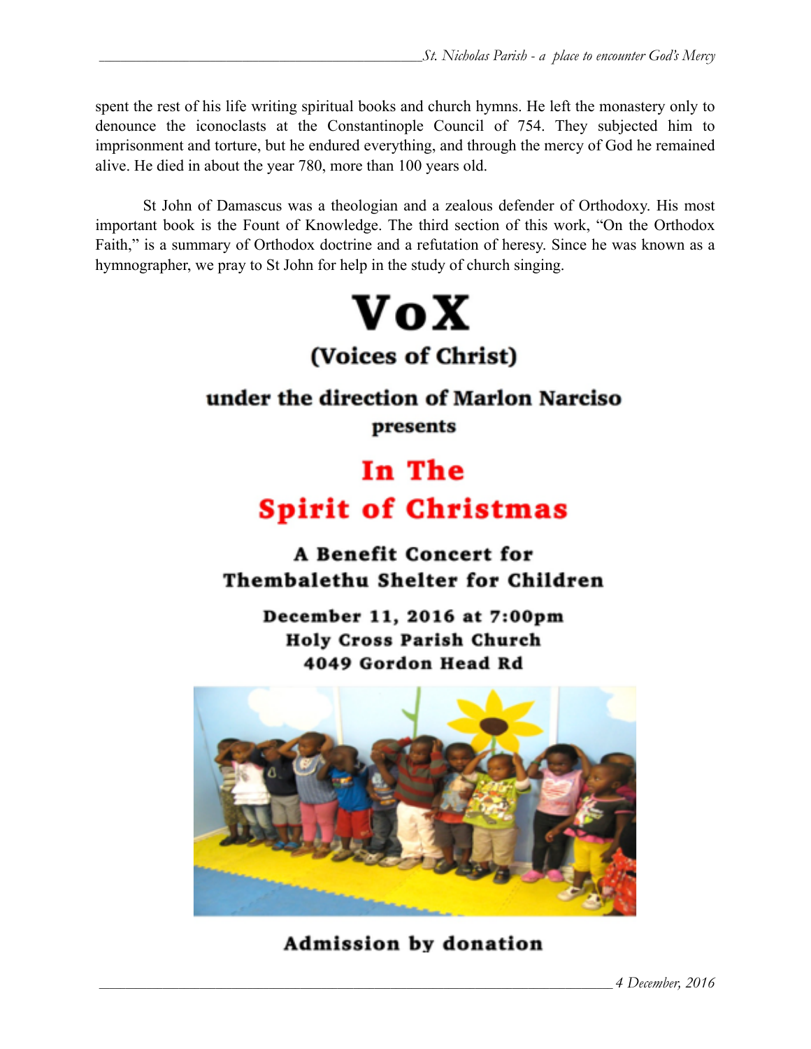spent the rest of his life writing spiritual books and church hymns. He left the monastery only to denounce the iconoclasts at the Constantinople Council of 754. They subjected him to imprisonment and torture, but he endured everything, and through the mercy of God he remained alive. He died in about the year 780, more than 100 years old.

St John of Damascus was a theologian and a zealous defender of Orthodoxy. His most important book is the Fount of Knowledge. The third section of this work, "On the Orthodox Faith," is a summary of Orthodox doctrine and a refutation of heresy. Since he was known as a hymnographer, we pray to St John for help in the study of church singing.

# VoX

**(Voices of Christ)**

**under the direction of Marlon Narciso**

**presents**

## In The Spirit of Christmas

**A Benefit Concert for Thembalethu Shelter for Children**

**December 11, 2016 at 7:00pm**
**Holy Cross Parish Church**
**4049 Gordon Head Rd**

**Admission by donation**